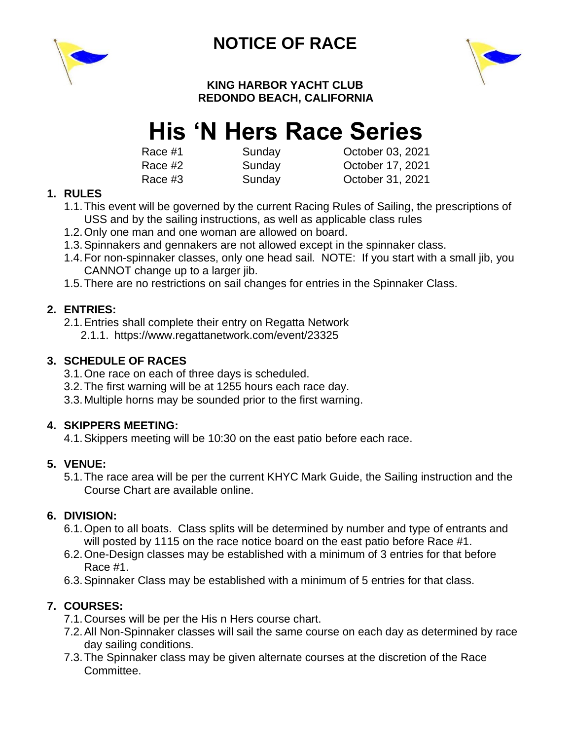# NOTICE OF RACE

**KING HARBOR YACHT CLUB**
**REDONDO BEACH, CALIFORNIA**

# His 'N Hers Race Series

| | | |
|---|---|---|
| Race #1 | Sunday | October 03, 2021 |
| Race #2 | Sunday | October 17, 2021 |
| Race #3 | Sunday | October 31, 2021 |

## 1. RULES

1.1. This event will be governed by the current Racing Rules of Sailing, the prescriptions of USS and by the sailing instructions, as well as applicable class rules

1.2. Only one man and one woman are allowed on board.

1.3. Spinnakers and gennakers are not allowed except in the spinnaker class.

1.4. For non-spinnaker classes, only one head sail. NOTE: If you start with a small jib, you CANNOT change up to a larger jib.

1.5. There are no restrictions on sail changes for entries in the Spinnaker Class.

## 2. ENTRIES:

2.1. Entries shall complete their entry on Regatta Network

2.1.1. https://www.regattanetwork.com/event/23325

## 3. SCHEDULE OF RACES

3.1. One race on each of three days is scheduled.

3.2. The first warning will be at 1255 hours each race day.

3.3. Multiple horns may be sounded prior to the first warning.

## 4. SKIPPERS MEETING:

4.1. Skippers meeting will be 10:30 on the east patio before each race.

## 5. VENUE:

5.1. The race area will be per the current KHYC Mark Guide, the Sailing instruction and the Course Chart are available online.

## 6. DIVISION:

6.1. Open to all boats. Class splits will be determined by number and type of entrants and will posted by 1115 on the race notice board on the east patio before Race #1.

6.2. One-Design classes may be established with a minimum of 3 entries for that before Race #1.

6.3. Spinnaker Class may be established with a minimum of 5 entries for that class.

## 7. COURSES:

7.1. Courses will be per the His n Hers course chart.

7.2. All Non-Spinnaker classes will sail the same course on each day as determined by race day sailing conditions.

7.3. The Spinnaker class may be given alternate courses at the discretion of the Race Committee.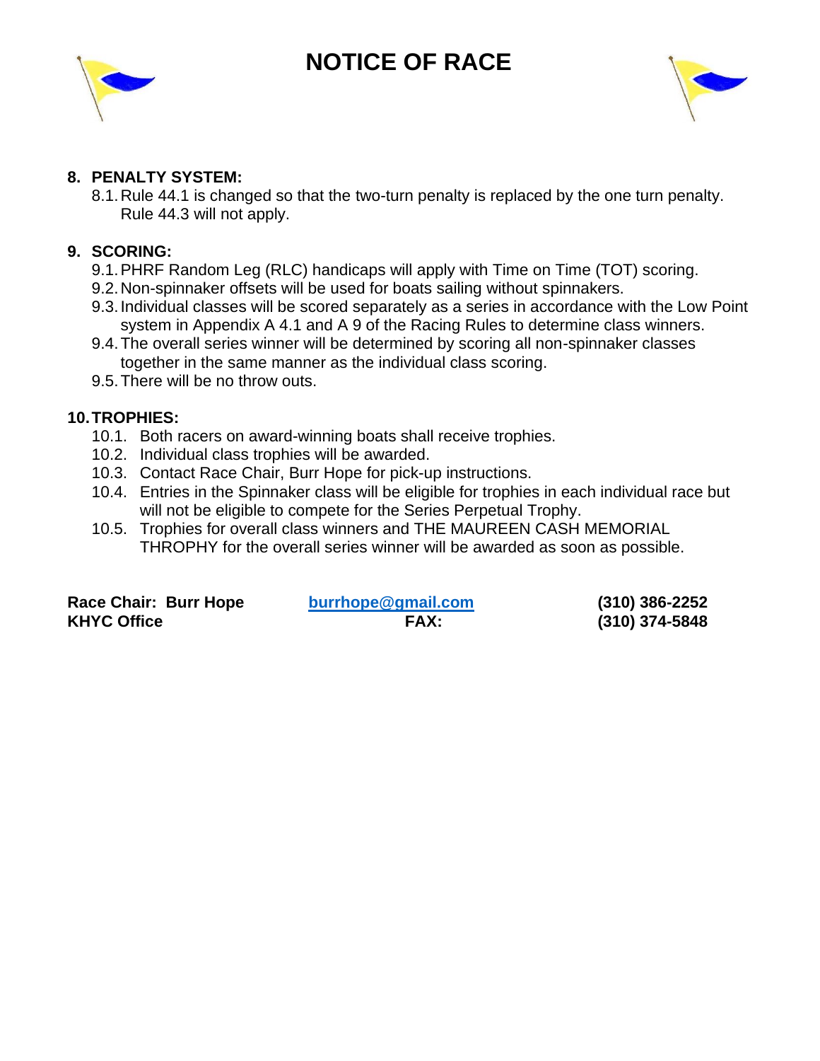# NOTICE OF RACE

**8. PENALTY SYSTEM:**

8.1. Rule 44.1 is changed so that the two-turn penalty is replaced by the one turn penalty. Rule 44.3 will not apply.

**9. SCORING:**

9.1. PHRF Random Leg (RLC) handicaps will apply with Time on Time (TOT) scoring.

9.2. Non-spinnaker offsets will be used for boats sailing without spinnakers.

9.3. Individual classes will be scored separately as a series in accordance with the Low Point system in Appendix A 4.1 and A 9 of the Racing Rules to determine class winners.

9.4. The overall series winner will be determined by scoring all non-spinnaker classes together in the same manner as the individual class scoring.

9.5. There will be no throw outs.

**10. TROPHIES:**

10.1. Both racers on award-winning boats shall receive trophies.

10.2. Individual class trophies will be awarded.

10.3. Contact Race Chair, Burr Hope for pick-up instructions.

10.4. Entries in the Spinnaker class will be eligible for trophies in each individual race but will not be eligible to compete for the Series Perpetual Trophy.

10.5. Trophies for overall class winners and THE MAUREEN CASH MEMORIAL THROPHY for the overall series winner will be awarded as soon as possible.

| | | |
|---|---|---|
| **Race Chair: Burr Hope** | **burrhope@gmail.com** | **(310) 386-2252** |
| **KHYC Office** | **FAX:** | **(310) 374-5848** |